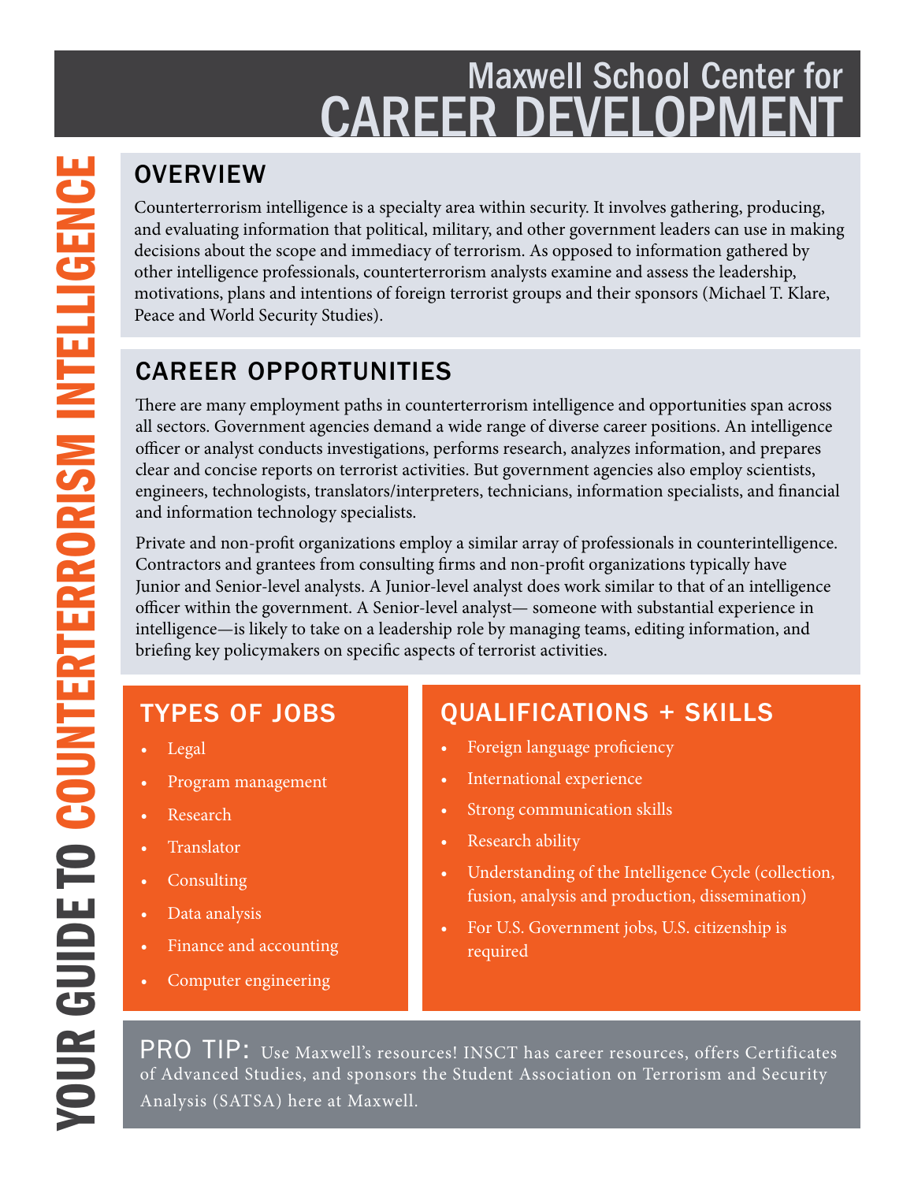# Maxwell School Center for CAREER DEVELOPMENT

# YOUR GUIDE TO COUNTERTERRORISM INTELLIGENCE

## OVERVIEW

Counterterrorism intelligence is a specialty area within security. It involves gathering, producing, and evaluating information that political, military, and other government leaders can use in making decisions about the scope and immediacy of terrorism. As opposed to information gathered by other intelligence professionals, counterterrorism analysts examine and assess the leadership, motivations, plans and intentions of foreign terrorist groups and their sponsors (Michael T. Klare, Peace and World Security Studies).

## CAREER OPPORTUNITIES

There are many employment paths in counterterrorism intelligence and opportunities span across all sectors. Government agencies demand a wide range of diverse career positions. An intelligence officer or analyst conducts investigations, performs research, analyzes information, and prepares clear and concise reports on terrorist activities. But government agencies also employ scientists, engineers, technologists, translators/interpreters, technicians, information specialists, and financial and information technology specialists.

Private and non-profit organizations employ a similar array of professionals in counterintelligence. Contractors and grantees from consulting firms and non-profit organizations typically have Junior and Senior-level analysts. A Junior-level analyst does work similar to that of an intelligence officer within the government. A Senior-level analyst— someone with substantial experience in intelligence—is likely to take on a leadership role by managing teams, editing information, and briefing key policymakers on specific aspects of terrorist activities.

## TYPES OF JOBS

- Legal
- Program management
- Research
- Translator
- Consulting
- Data analysis
- Finance and accounting
- Computer engineering

## QUALIFICATIONS + SKILLS

- Foreign language proficiency
- International experience
- Strong communication skills
- Research ability
- Understanding of the Intelligence Cycle (collection, fusion, analysis and production, dissemination)
- For U.S. Government jobs, U.S. citizenship is required

PRO TIP: Use Maxwell's resources! INSCT has career resources, offers Certificates of Advanced Studies, and sponsors the Student Association on Terrorism and Security Analysis (SATSA) here at Maxwell.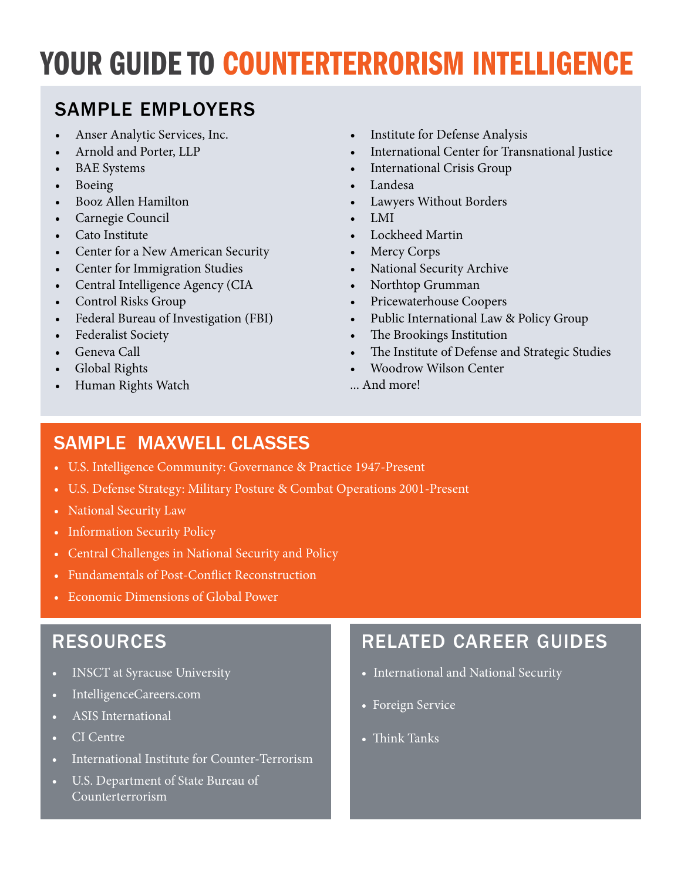# YOUR GUIDE TO COUNTERTERRORISM INTELLIGENCE

## SAMPLE EMPLOYERS

- Anser Analytic Services, Inc.
- Arnold and Porter, LLP
- BAE Systems
- Boeing
- Booz Allen Hamilton
- Carnegie Council
- Cato Institute
- Center for a New American Security
- Center for Immigration Studies
- Central Intelligence Agency (CIA
- Control Risks Group
- Federal Bureau of Investigation (FBI)
- Federalist Society
- Geneva Call
- Global Rights
- Human Rights Watch
- Institute for Defense Analysis
- International Center for Transnational Justice
- International Crisis Group
- Landesa
- Lawyers Without Borders
- LMI
- Lockheed Martin
- Mercy Corps
- National Security Archive
- Northtop Grumman
- Pricewaterhouse Coopers
- Public International Law & Policy Group
- The Brookings Institution
- The Institute of Defense and Strategic Studies
- Woodrow Wilson Center

... And more!

## SAMPLE MAXWELL CLASSES

- U.S. Intelligence Community: Governance & Practice 1947-Present
- U.S. Defense Strategy: Military Posture & Combat Operations 2001-Present
- National Security Law
- Information Security Policy
- Central Challenges in National Security and Policy
- Fundamentals of Post-Conflict Reconstruction
- Economic Dimensions of Global Power

## RESOURCES

- INSCT at Syracuse University
- IntelligenceCareers.com
- ASIS International
- CI Centre
- International Institute for Counter-Terrorism
- U.S. Department of State Bureau of Counterterrorism

## RELATED CAREER GUIDES

- International and National Security
- Foreign Service
- Think Tanks